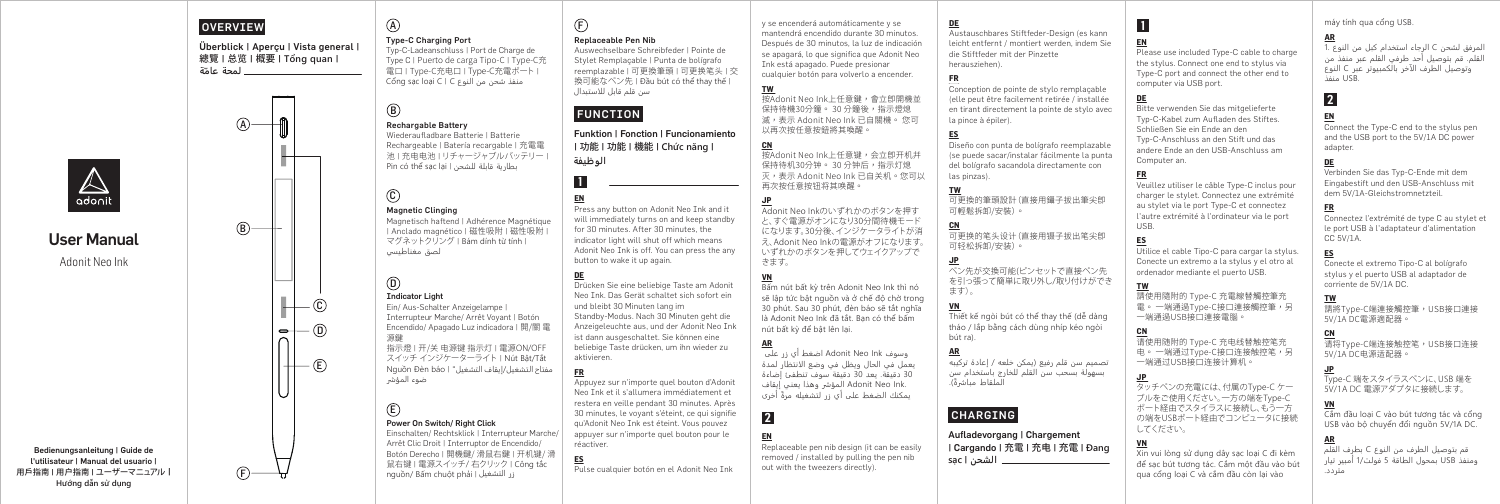# User Manual

Adonit Neo Ink

Bedienungsanleitung | Guide de l'utilisateur | Manual del usuario | 用户指南 | 用戶指南 | ユーザーマニュアル | Hướng dẫn sử dụng

## OVERVIEW

Überblick | Aperçu | Vista general | 總覽 | 总览 | 概要 | Tổng quan | لمحة عامة

A
B
C
D
E
F

### Ⓐ Type-C Charging Port

Typ-C-Ladeanschluss | Port de Charge de Type C | Puerto de carga Tipo-C | Type-C充電口 | Type-C充电口 | Type-Cの充電ポート | Cổng sạc loại C | منفذ شحن من النوع C

### Ⓑ Rechargable Battery

Wiederaufladbare Batterie | Batterie Rechargeable | Batería recargable | 充電電池 | 充电电池 | リチャージャブルバッテリー | Pin có thể sạc lại | بطارية قابلة للشحن

### Ⓒ Magnetic Clinging

Magnetisch haftend | Adhérence Magnétique | Anclado magnético | 磁性吸附 | 磁性吸附 | マグネットクリング | Bám dính từ tính | لصق مغناطيسي

### Ⓓ Indicator Light

Ein/ Aus-Schalter Anzeigelampe | Interrupteur Marche/ Arrêt Voyant | Botón Encendido/ Apagado Luz indicadora | 開/關 電源鍵
指示燈 | 开/关 电源键 指示灯 | 電源ON/OFF スイッチ インジケーターライト | Nút Bật/Tắt Nguồn Đèn báo | "مفتاح التشغيل/إيقاف التشغيل ضوء المؤشر

### Ⓔ Power On Switch/ Right Click

Einschalten/ Rechtsklick | Interrupteur Marche/ Arrêt Clic Droit | Interruptor de Encendido/ Botón Derecho | 開機鍵/ 滑鼠右鍵 | 开机键/ 滑鼠右键 | 電源スイッチ/ 右クリック | Công tắc nguồn/ Bấm chuột phải | زر التشغيل

### Ⓕ Replaceable Pen Nib

Auswechselbare Schreibfeder | Pointe de Stylet Remplaçable | Punta de bolígrafo reemplazable | 可更換筆頭 | 可更换笔头 | 交換可能なペン先 | Đầu bút có thể thay thế | سن قلم قابل للاستبدال

## FUNCTION

Funktion | Fonction | Funcionamiento | 功能 | 功能 | 機能 | Chức năng | الوظيفة

### 1

**EN**

Press any button on Adonit Neo Ink and it will immediately turns on and keep standby for 30 minutes. After 30 minutes, the indicator light will shut off which means Adonit Neo Ink is off. You can press the any button to wake it up again.

**DE**

Drücken Sie eine beliebige Taste am Adonit Neo Ink. Das Gerät schaltet sich sofort ein und bleibt 30 Minuten lang im Standby-Modus. Nach 30 Minuten geht die Anzeigeleuchte aus, und der Adonit Neo Ink ist dann ausgeschaltet. Sie können eine beliebige Taste drücken, um ihn wieder zu aktivieren.

**FR**

Appuyez sur n'importe quel bouton d'Adonit Neo Ink et il s'allumera immédiatement et restera en veille pendant 30 minutes. Après 30 minutes, le voyant s'éteint, ce qui signifie qu'Adonit Neo Ink est éteint. Vous pouvez appuyer sur n'importe quel bouton pour le réactiver.

**ES**

Pulse cualquier botón en el Adonit Neo Ink y se encenderá automáticamente y se mantendrá encendido durante 30 minutos. Después de 30 minutos, la luz de indicación se apagará, lo que significa que Adonit Neo Ink está apagado. Puede presionar cualquier botón para volverlo a encender.

**TW**

按Adonit Neo Ink上任意鍵，會立即開機並保持待機30分鐘。30 分鐘後，指示燈熄滅，表示 Adonit Neo Ink 已自關機。您可以再次按任意按鈕將其喚醒。

**CN**

按Adonit Neo Ink上任意键，会立即开机并保持待机30分钟。30 分钟后，指示灯熄灭，表示 Adonit Neo Ink 已自关机。您可以再次按任意按钮将其唤醒。

**JP**

Adonit Neo Inkのいずれかのボタンを押すと、すぐ電源がオンになり30分間待機モードになります。30分後、インジケータライトが消え、Adonit Neo Inkの電源がオフになります。いずれかのボタンを押してウェイクアップできます。

**VN**

Bấm nút bất kỳ trên Adonit Neo Ink thì nó sẽ lập tức bật nguồn và ở chế độ chờ trong 30 phút. Sau 30 phút, đèn báo sẽ tắt nghĩa là Adonit Neo Ink đã tắt. Bạn có thể bấm nút bất kỳ để bật lên lại.

**AR**

اضغط أي زر على Adonit Neo Ink وسوف يعمل في الحال ويظل في وضع الانتظار لمدة 30 دقيقة. بعد 30 دقيقة سوف تنطفئ إضاءة المؤشر وهذا يعني إيقاف Adonit Neo Ink. يمكنك الضغط على أي زر لتشغيله مرةً أخرى

### 2

**EN**

Replaceable pen nib design (it can be easily removed / installed by pulling the pen nib out with the tweezers directly).

**DE**

Austauschbares Stiftfeder-Design (es kann leicht entfernt / montiert werden, indem Sie die Stiftfeder mit der Pinzette herausziehen).

**FR**

Conception de pointe de stylo remplaçable (elle peut être facilement retirée / installée en tirant directement la pointe de stylo avec la pince à épiler).

**ES**

Diseño con punta de bolígrafo reemplazable (se puede sacar/instalar fácilmente la punta del bolígrafo sacandola directamente con las pinzas).

**TW**

可更換的筆頭設計(直接用鑷子拔出筆尖即可輕鬆拆卸/安裝)。

**CN**

可更换的笔头设计(直接用镊子拔出笔尖即可轻松拆卸/安装)。

**JP**

ペン先が交換可能(ピンセットで直接ペン先を引っ張って簡単に取り外し/取り付けができます)。

**VN**

Thiết kế ngòi bút có thể thay thế (dễ dàng tháo / lắp bằng cách dùng nhíp kéo ngòi bút ra).

**AR**

تصميم سن قلم رفيع (يمكن خلعه / إعادة تركيبه بسهولة بسحب سن القلم للخارج باستخدام سن الملقاط مباشرةً).

## CHARGING

Aufladevorgang | Chargement | Cargando | 充電 | 充电 | 充電 | Đang sạc | الشحن

### 1

**EN**

Please use included Type-C cable to charge the stylus. Connect one end to stylus and Type-C port and connect the other end to computer via USB port.

**DE**

Bitte verwenden Sie das mitgelieferte Typ-C-Kabel zum Aufladen des Stiftes. Schließen Sie ein Ende an den Typ-C-Anschluss an den Stift und das andere Ende an den USB-Anschluss am Computer an.

**FR**

Veuillez utiliser le câble Type-C inclus pour charger le stylet. Connectez une extrémité au stylet via le port Type-C et connectez l'autre extrémité à l'ordinateur via le port USB.

**ES**

Utilice el cable Tipo-C para cargar la stylus. Conecte un extremo a la stylus y el otro al ordenador mediante el puerto USB.

**TW**

請使用隨附的 Type-C 充電線替觸控筆充電。一端連接Type-C接口連接觸控筆，另一端連接USB接口連接電腦。

**CN**

请使用随附的 Type-C 充电线替触控笔充电。一端通过Type-C接口连接触控笔，另一端通过USB接口连接计算机。

**JP**

タッチペンの充電には、付属のType-C ケーブルをご使用ください。一方の端をType-C ポート経由でスタイラスに接続し、もう一方の端をUSBポート経由でコンピュータに接続してください。

**VN**

Xin vui lòng sử dụng dây sạc loại C đi kèm để sạc bút tương tác. Cắm một đầu vào bút qua cổng loại C và cắm đầu còn lại vào máy tính qua cổng USB.

**AR**

1. المرفق لشحن C الرجاء استخدام كبل من النوع القلم. قم بتوصيل أحد طرفي القلم عبر منفذ من C النوع وتوصيل الطرف الآخر بالكمبيوتر عبر منفذ USB.

### 2

**EN**

Connect the Type-C end to the stylus pen and the USB port to the 5V/1A DC power adapter.

**DE**

Verbinden Sie das Typ-C-Ende mit dem Eingabestift und den USB-Anschluss mit dem 5V/1A-Gleichstromnetzteil.

**FR**

Connectez l'extrémité de type C au stylet et le port USB à l'adaptateur d'alimentation CC 5V/1A.

**ES**

Conecte el extremo Tipo-C al bolígrafo stylus y el puerto USB al adaptador de corriente de 5V/1A DC.

**TW**

請將Type-C端連接觸控筆，USB接口連接5V/1A DC電源適配器。

**CN**

请将Type-C端连接触控笔，USB接口连接5V/1A DC电源适配器。

**JP**

Type-C 端をスタイラスペンに、USB 端を5V/1A DC 電源アダプタに接続します。

**VN**

Cắm đầu loại C vào bút tương tác và cổng USB vào bộ chuyển đổi nguồn 5V/1A DC.

**AR**

قم بتوصيل الطرف من النوع C بطرف القلم ومنفذ USB بمحول الطاقة 5 فولت/1 أمبير تيار متردد.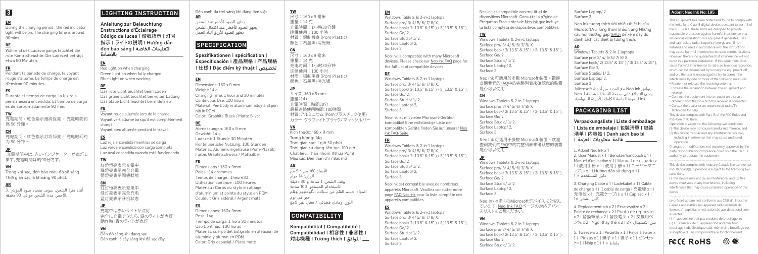## 3

**EN**

During the charging period , the red indicator light will be on. The charging time is around 90mins.

**DE**

Während des Ladevorgangs leuchtet die rote Kontrollleuchte. Die Ladezeit beträgt etwa 90 Minuten.

**FR**

Pendant la période de charge, le voyant rouge s'allume. Le temps de charge est d'environ 90 minutes.

**ES**

Durante el tiempo de carga, la luz roja permanecerá encendida. El tiempo de carga es de aproximadamente 90 min.

**TW**

充電期間，紅色指示燈將恆亮。 充電時間約爲 90 分鐘。

**CN**

充电期间，红色指示灯将恒亮。 充电时间约为 90 分钟。

**JP**

充電期間中は、赤いインジケーターが点灯します。充電時間は約90分です。

**VN**

Trong khi sạc, đèn báo màu đỏ sẽ sáng. Thời gian sạc là khoảng 90 phút.

**AR**

أثناء فترة الشحن، سوف يضيء ضوء المؤشر .3 الأحمر. مدة الشحن حوالي 90 دقيقة

## LIGHTING INSTRUCTION

**Anleitung zur Beleuchtung | Instructions d'Éclairage | Código de luces | 燈號指示 | 灯号指示 | ライトの説明 | Hướng dẫn đèn báo sáng | التعليمات الخاصة بالإضاءة**

**EN**

Red light on when charging
Green light on when fully charged
Blue Light on when working

**DE**

Das rote Licht leuchtet beim Laden
Das grüne Licht leuchtet bei voller Ladung
Das blaue Licht leuchtet beim Betrieb

**FR**

Voyant rouge allumée lors de la charge
Voyant vert allumé lorsqu'il est complètement chargé
Voyant bleu allumée pendant le travail

**ES**

Luz roja encendida mientras se carga
Luz verde encendida con carga completa
Luz azul encendida cuando está funcionando

**TW**

紅燈恆亮表示充電中
綠燈亮表示充電完成
藍燈亮表示開機狀態

**CN**

红灯恒亮表示充电中
绿灯亮表示充电完成
蓝灯亮表示开机状态

**JP**

充電中は赤いライトが点灯
完全に充電できたら、緑のライトが点灯
動作時：青のライトが点灯

**VN**

Đèn đỏ sáng khi đang sạc
Đèn xanh lá cây sáng khi đã sạc đầy
Đèn xanh da trời sáng khi đang làm việc

**AR**

يظهر الضوء الأحمر عند الشحن
يظهر الضوء الأخضر عند اكتمال الشحن
يظهر الضوء الأزرق أثناء العمل

## SPECIFICATION

**Spezifikationen | spécification | Especificación | 產品規格 | 产品规格 | 仕様 | Đặc điểm kỹ thuật | تخصيص**

**EN**

Dimensions: 160 x 9 mm
Weight: 14 g
Charging Time: 1 hour and 30 minutes
Continuous Use: 100 hours
Material: Pen body in aluminum alloy and pen nib in POM
Color: Graphite Black / Matte Silver

**DE**

Abmessungen: 160 x 9 mm
Gewicht: 14 g
Ladezeit: 1 Stunde 30 Minuten
Kontinuierliche Nutzung: 100 Stunden
Material: Aluminiumgehäuse (Pom-Plastik)
Farbe: Graphitschwarz / Mattsilber

**FR**

Dimensions : 160 x 9mm
Poids : 14 grammes
Temps de charge : 1heure30
Utilisation continue : 100 heures
Matériau : Corps du stylo en alliage d'aluminium et pointe du stylo en POM
Couleur: Gris sidéral / Argent matt

**ES**

Dimensiones: 160x 9mm
Peso: 14g
Tiempo de carga: 1 hora 30 minutos
Uso Continuo: 100 horas
Material: cuerpo del bolígrafo en aleación de aluminio y plumín en POM
Color: Gris espacial / Plata mate

**TW**

尺寸：160 x 9 毫米
重量：14 克
充電時間：1小時30分鐘
連續使用：100 小時
材質：鋁制機身 (Pom Plastic)
顏色：石墨黑/消光銀

**CN**

尺寸：160 x 9 毫米
重量：14 克
充电时间：1小时30分钟
连续使用：100 小时
材质：铝制笔身 (Pom Plastic)
颜色：石墨黑/消光银

**JP**

サイズ：160 x 9 mm
重量：14 g
充電時間：1時間30分
最長連続使用時間：100時間
材質：アルミニウム (Pomプラスチック使用)
カラー：グラファイトブラック/マットシルバー

**VN**

Kích thước: 160 x 9 mm
Trọng lượng: 14g
Thời gian sạc: 1 giờ 30 phút
Thời gian sử dụng liên tục: 100 giờ
Chất liệu: Thân nhôm (Nhựa Pom)
Màu sắc: Đen than chì / Bạc mờ

**AR**

الأبعاد:160 مم * 9 مم
الوزن: 14 جرام
وقت الشحن: 1 ساعة و 30دقيقة
الاستخدام المستمر: 100 ساعة
المواد: جسم القلم من سبائك الألومنيوم وقلم حبر في بوم
اللون: رمادي فضائي / فضي غير لامع

## COMPATIBILITY

**Kompatibilität | Compatibilité | Compatibilidad | 相容性 | 兼容性 | 対応機種 | Tương thích | التوافق**

**EN**

Windows Tablets & 2-in-1 laptops
Surface pro/ 3/ 4/ 5/ 6/ 7/ 8/ X,
Surface book/ 2( 13.5" & 15" ) / 3( 13.5" & 15" ),
Surface Go/ 2,
Surface Studio/ 1/ 2,
Surface Laptop/ 2,
Surface 3

Neo Ink is compatible with many Microsoft devices. Please check our Neo Ink FAQ page for the full list of compatible devices.

**DE**

Windows Tablets & 2-in-1 laptops
Surface pro/ 3/ 4/ 5/ 6/ 7/ 8/ X,
Surface book/ 2( 13.5" & 15" ) / 3( 13.5" & 15" ),
Surface Go/ 2,
Surface Studio/ 1/ 2,
Surface Laptop/ 2,
Surface 3

Neo Ink ist mit vielen Microsoft-Geräten kompatibel.Eine vollständige Liste der kompatiblen Geräte finden Sie auf unserer Neo Ink FAQ-Seite.

**FR**

Windows Tablets & 2-in-1 laptops
Surface pro/ 3/ 4/ 5/ 6/ 7/ 8/ X,
Surface book/ 2( 13.5" & 15" ) / 3( 13.5" & 15" ),
Surface Go/ 2,
Surface Studio/ 1/ 2,
Surface Laptop/ 2,
Surface 3

Neo Ink est compatible avec de nombreux appareils Microsoft. Veuillez consulter notre page FAQ Neo Ink pour la liste complète des appareils compatibles.

**ES**

Windows Tablets & 2-in-1 laptops
Surface pro/ 3/ 4/ 5/ 6/ 7/ 8/ X,
Surface book/ 2( 13.5" & 15" ) / 3( 13.5" & 15" ),
Surface Go/ 2,
Surface Studio/ 1/ 2,
Surface Laptop/ 2,
Surface 3

Neo Ink es compatible con multitud de dispositivos Microsoft. Consulte la p?gina de Preguntas Frecuentes de Neo Ink que incluye la lista completa de dispositivos compatibles.

**TW**

Windows Tablets & 2-in-1 laptops
Surface pro/ 3/ 4/ 5/ 6/ 7/ 8/ X,
Surface book/ 2( 13.5" & 15" ) / 3( 13.5" & 15" ),
Surface Go/ 2,
Surface Studio/ 1/ 2,
Surface Laptop/ 2,
Surface 3

Neo Ink 可適用於多數 Microsoft 裝置。歡迎查閱我們的FAQ中的完整列表來確認您的裝置是否可以使用。

**CN**

Windows Tablets & 2-in-1 laptops
Surface pro/ 3/ 4/ 5/ 6/ 7/ 8/ X,
Surface book/ 2( 13.5" & 15" ) / 3( 13.5" & 15" ),
Surface Go/ 2,
Surface Studio/ 1/ 2,
Surface Laptop/ 2,
Surface 3

Neo Ink 可适用于多数 Microsoft 装置。欢迎查阅我们的FAQ中的完整列表来确认您的装置是否可以使用。

**JP**

Windows Tablets & 2-in-1 laptops
Surface pro/ 3/ 4/ 5/ 6/ 7/ 8/ X,
Surface book/ 2( 13.5" & 15" ) / 3( 13.5" & 15" ),
Surface Go/ 2,
Surface Studio/ 1/ 2,
Surface Laptop/ 2,
Surface 3

Neo InkはMicrosoftデバイスに対応しています。Neo Ink FAQページの対応デバイスリストをご覧ください。

**VN**

Windows Tablets & 2-in-1 laptops
Surface pro/ 3/ 4/ 5/ 6/ 7/ 8/ X,
Surface book/ 2( 13.5" & 15" ) / 3( 13.5" & 15" ),
Surface Go/ 2,
Surface Studio/ 1/ 2,
Surface Laptop/ 2,
Surface 3

Neo Ink tương thích với nhiều thiết bị của Microsoft.Vui lòng tham khảo trang Những câu hỏi thường gặp (FAQ) để xem đầy đủ danh sách các thiết bị tương thích.

**AR**

Windows Tablets & 2-in-1 laptops
Surface pro/ 3/ 4/ 5/ 6/ 7/ 8/ X,
Surface book/ 2( 13.5" & 15" ) / 3( 13.5" & 15" ),
Surface Go/ 2,
Surface Studio/ 1/ 2,
Surface Laptop/ 2,
Surface 3

يتوافق Neo Ink مع العديد من أجهزة Microsoft. يرجى الاطلاع على صفحة الأسئلة الشائعة لـ Neo Ink لمعرفة القائمة الكاملة للأجهزة المتوافقة.

## PACKAGING LIST

**Verpackungsliste | Liste d'emballage | Lista de embalaje | 包裝清單 | 包装清单 | 内容物 | Danh sách bao bì | قائمة محتويات الحزمة**

1. Adonit Neo Ink x 1

2. User Manual x 1 | Benutzerhandbuch x 1 | Manuel d'utilisation x 1 | Manual de usuario x 1 | 使用手冊 x 1 | 使用手册 x 1 | ユーザーマニュアル x 1 | Hướng dẫn sử dụng x 1 | دليل المستخدم ×1

3. Charging Cable x 1 | Ladekabel x 1 | Câble de charge x 1 | 1 cable de carga | 充電線 x 1 | 充电线 x 1 | 充電用ケーブル x 1 | Cáp sạc x 1 | كابل الشحن ×1

4. Replacement nib x 2 | Ersatzspitze x 2 | Pointe de rechange x 2 | Punta de repuesto x 2 | 替換筆頭 x 2 | 替换笔头 x 2 | 交換用ペン先 x 2 | Ngòi thay thế x 2 | سن الاستبدال ×2

5. Tweezers x 1 | Pinzette x 1 | Pince à épiler x 1 | Pinzas x 1 | 鑷子 x 1 | 镊子 x 1 | ピンセット×1 | Nhíp x 1 | ملقاط ×1

### Adonit Neo Ink No: 195

This equipment has been tested and found to comply with the limits for a Class B digital device, pursuant to part 15 of the FCC Rules. These limits are designed to provide reasonable protection against harmful interference in a residential installation. This equipment generates, uses and can radiate radio frequency energy and, if not installed and used in accordance with the instructions, may cause harmful interference to radio communications. However, there is no guarantee that interference will not occur in a particular installation. If this equipment does cause harmful interference to radio or television reception, which can be determined by turning the equipment off and on, the user is encouraged to try to correct the interference by one or more of the following measures:

- Reorient or relocate the receiving antenna.
- Increase the separation between the equipment and receiver.
- Connect the equipment into an outlet on a circuit different from that to which the receiver is connected.
- Consult the dealer or an experienced radio/TV technician for help.

This device complies with Part 15 of the FCC Rules and RSS-Gen of IC Rules.
Operation is subject to the following two conditions:
(1) This device may not cause harmful interference, and
(2) this device must accept any interference received, including interference that may cause undesired operation.

Changes or modifications not expressly approved by the party responsible for compliance could void the user's authority to operate the equipment.

This device complies with Industry Canada license-exempt RSS standard(s). Operation is subject to the following two conditions:
(1) this device may not cause interference, and (2) this device must accept any interference, including interference that may cause undesired operation of the device.

Le présent appareil est conforme aux CNR d'Industrie Canada applicables aux appareils radio exempts de licence. L'exploitation est autorisée aux deux conditions suivantes :
(1) l'appareil ne doit pas produire de brouillage, et
(2) l'utilisateur de l'appareil doit accepter tout brouillage radioélectrique subi, même si le brouillage est susceptible d'en compromettre le fonctionnement.

FC CE RoHS